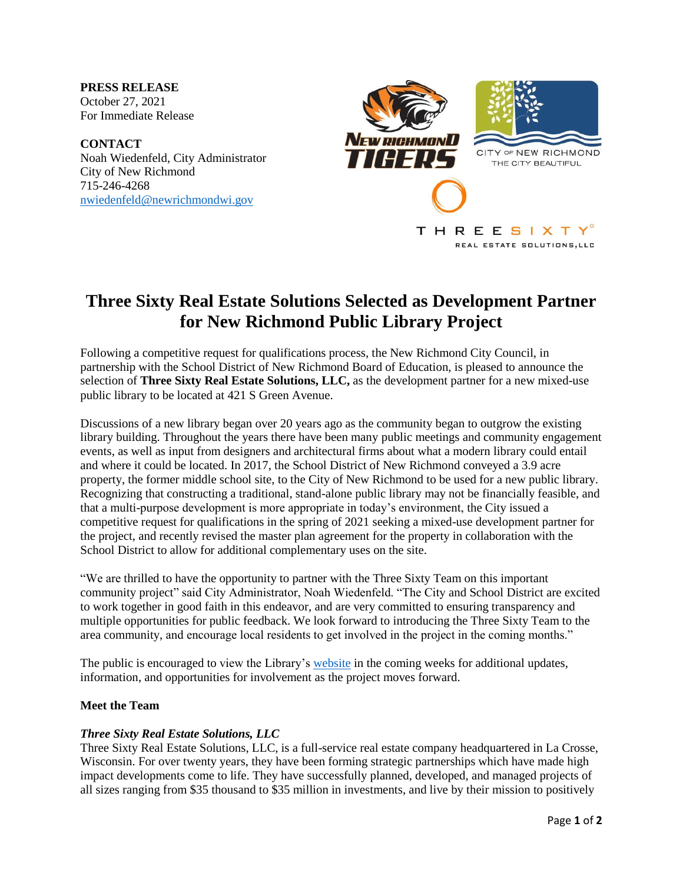**PRESS RELEASE**
October 27, 2021
For Immediate Release

**CONTACT**
Noah Wiedenfeld, City Administrator
City of New Richmond
715-246-4268
nwiedenfeld@newrichmondwi.gov

# Three Sixty Real Estate Solutions Selected as Development Partner for New Richmond Public Library Project

Following a competitive request for qualifications process, the New Richmond City Council, in partnership with the School District of New Richmond Board of Education, is pleased to announce the selection of **Three Sixty Real Estate Solutions, LLC,** as the development partner for a new mixed-use public library to be located at 421 S Green Avenue.

Discussions of a new library began over 20 years ago as the community began to outgrow the existing library building. Throughout the years there have been many public meetings and community engagement events, as well as input from designers and architectural firms about what a modern library could entail and where it could be located. In 2017, the School District of New Richmond conveyed a 3.9 acre property, the former middle school site, to the City of New Richmond to be used for a new public library. Recognizing that constructing a traditional, stand-alone public library may not be financially feasible, and that a multi-purpose development is more appropriate in today's environment, the City issued a competitive request for qualifications in the spring of 2021 seeking a mixed-use development partner for the project, and recently revised the master plan agreement for the property in collaboration with the School District to allow for additional complementary uses on the site.

"We are thrilled to have the opportunity to partner with the Three Sixty Team on this important community project" said City Administrator, Noah Wiedenfeld. "The City and School District are excited to work together in good faith in this endeavor, and are very committed to ensuring transparency and multiple opportunities for public feedback. We look forward to introducing the Three Sixty Team to the area community, and encourage local residents to get involved in the project in the coming months."

The public is encouraged to view the Library's website in the coming weeks for additional updates, information, and opportunities for involvement as the project moves forward.

**Meet the Team**

***Three Sixty Real Estate Solutions, LLC***

Three Sixty Real Estate Solutions, LLC, is a full-service real estate company headquartered in La Crosse, Wisconsin. For over twenty years, they have been forming strategic partnerships which have made high impact developments come to life. They have successfully planned, developed, and managed projects of all sizes ranging from $35 thousand to $35 million in investments, and live by their mission to positively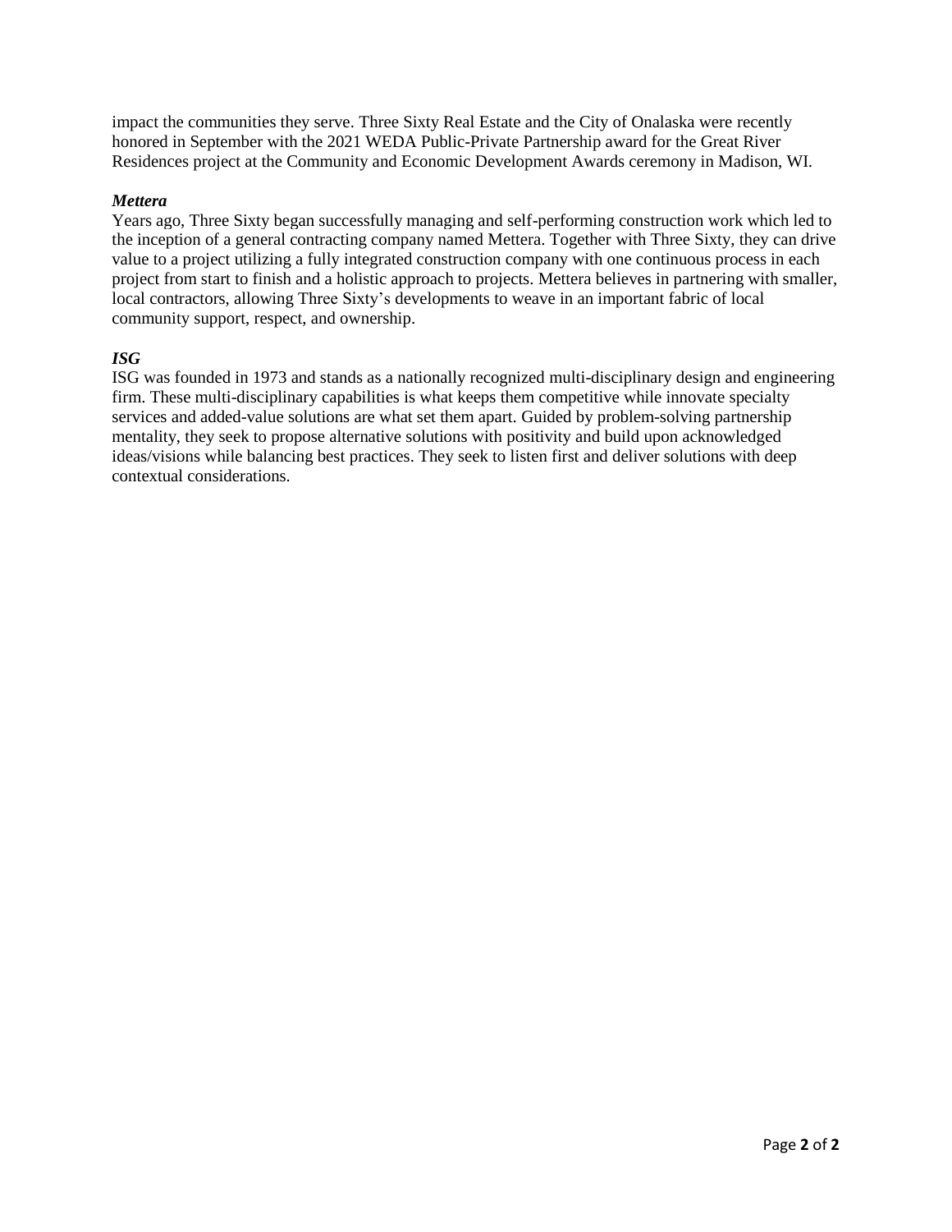impact the communities they serve. Three Sixty Real Estate and the City of Onalaska were recently honored in September with the 2021 WEDA Public-Private Partnership award for the Great River Residences project at the Community and Economic Development Awards ceremony in Madison, WI.

***Mettera***

Years ago, Three Sixty began successfully managing and self-performing construction work which led to the inception of a general contracting company named Mettera. Together with Three Sixty, they can drive value to a project utilizing a fully integrated construction company with one continuous process in each project from start to finish and a holistic approach to projects. Mettera believes in partnering with smaller, local contractors, allowing Three Sixty's developments to weave in an important fabric of local community support, respect, and ownership.

***ISG***

ISG was founded in 1973 and stands as a nationally recognized multi-disciplinary design and engineering firm. These multi-disciplinary capabilities is what keeps them competitive while innovate specialty services and added-value solutions are what set them apart. Guided by problem-solving partnership mentality, they seek to propose alternative solutions with positivity and build upon acknowledged ideas/visions while balancing best practices. They seek to listen first and deliver solutions with deep contextual considerations.